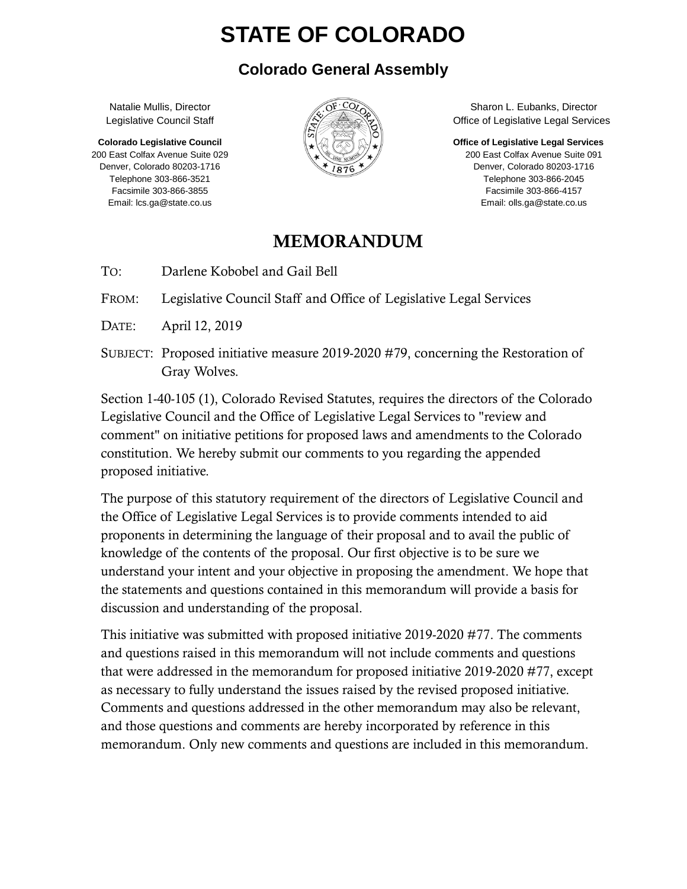# STATE OF COLORADO

## Colorado General Assembly

Natalie Mullis, Director
Legislative Council Staff

**Colorado Legislative Council**
200 East Colfax Avenue Suite 029
Denver, Colorado 80203-1716
Telephone 303-866-3521
Facsimile 303-866-3855
Email: lcs.ga@state.co.us

Sharon L. Eubanks, Director
Office of Legislative Legal Services

**Office of Legislative Legal Services**
200 East Colfax Avenue Suite 091
Denver, Colorado 80203-1716
Telephone 303-866-2045
Facsimile 303-866-4157
Email: olls.ga@state.co.us

## MEMORANDUM

TO: Darlene Kobobel and Gail Bell

FROM: Legislative Council Staff and Office of Legislative Legal Services

DATE: April 12, 2019

SUBJECT: Proposed initiative measure 2019-2020 #79, concerning the Restoration of Gray Wolves.

Section 1-40-105 (1), Colorado Revised Statutes, requires the directors of the Colorado Legislative Council and the Office of Legislative Legal Services to "review and comment" on initiative petitions for proposed laws and amendments to the Colorado constitution. We hereby submit our comments to you regarding the appended proposed initiative.

The purpose of this statutory requirement of the directors of Legislative Council and the Office of Legislative Legal Services is to provide comments intended to aid proponents in determining the language of their proposal and to avail the public of knowledge of the contents of the proposal. Our first objective is to be sure we understand your intent and your objective in proposing the amendment. We hope that the statements and questions contained in this memorandum will provide a basis for discussion and understanding of the proposal.

This initiative was submitted with proposed initiative 2019-2020 #77. The comments and questions raised in this memorandum will not include comments and questions that were addressed in the memorandum for proposed initiative 2019-2020 #77, except as necessary to fully understand the issues raised by the revised proposed initiative. Comments and questions addressed in the other memorandum may also be relevant, and those questions and comments are hereby incorporated by reference in this memorandum. Only new comments and questions are included in this memorandum.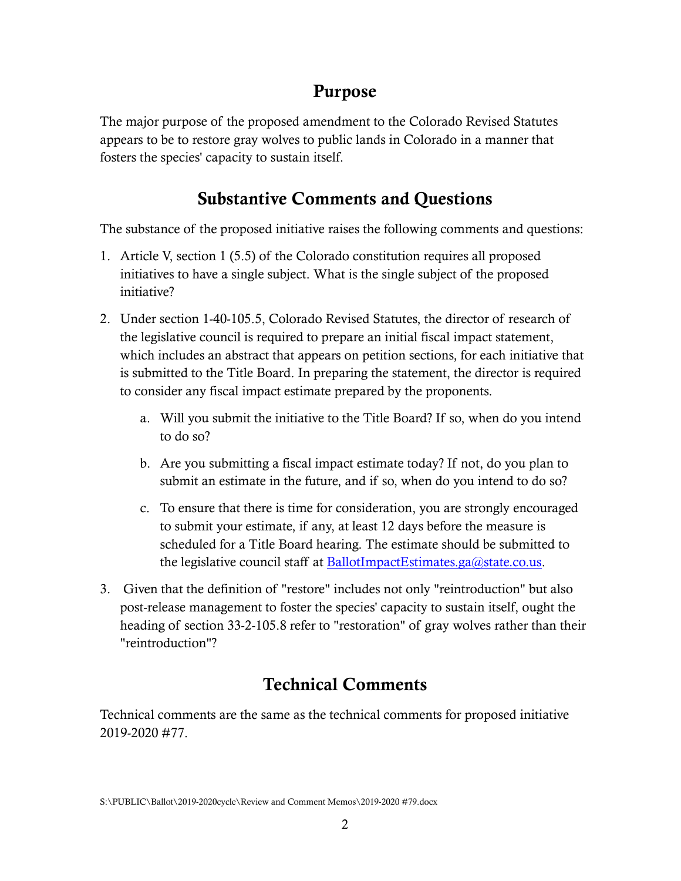## Purpose

The major purpose of the proposed amendment to the Colorado Revised Statutes appears to be to restore gray wolves to public lands in Colorado in a manner that fosters the species' capacity to sustain itself.

## Substantive Comments and Questions

The substance of the proposed initiative raises the following comments and questions:

1. Article V, section 1 (5.5) of the Colorado constitution requires all proposed initiatives to have a single subject. What is the single subject of the proposed initiative?

2. Under section 1-40-105.5, Colorado Revised Statutes, the director of research of the legislative council is required to prepare an initial fiscal impact statement, which includes an abstract that appears on petition sections, for each initiative that is submitted to the Title Board. In preparing the statement, the director is required to consider any fiscal impact estimate prepared by the proponents.

    a. Will you submit the initiative to the Title Board? If so, when do you intend to do so?

    b. Are you submitting a fiscal impact estimate today? If not, do you plan to submit an estimate in the future, and if so, when do you intend to do so?

    c. To ensure that there is time for consideration, you are strongly encouraged to submit your estimate, if any, at least 12 days before the measure is scheduled for a Title Board hearing. The estimate should be submitted to the legislative council staff at BallotImpactEstimates.ga@state.co.us.

3. Given that the definition of "restore" includes not only "reintroduction" but also post-release management to foster the species' capacity to sustain itself, ought the heading of section 33-2-105.8 refer to "restoration" of gray wolves rather than their "reintroduction"?

## Technical Comments

Technical comments are the same as the technical comments for proposed initiative 2019-2020 #77.

S:\PUBLIC\Ballot\2019-2020cycle\Review and Comment Memos\2019-2020 #79.docx